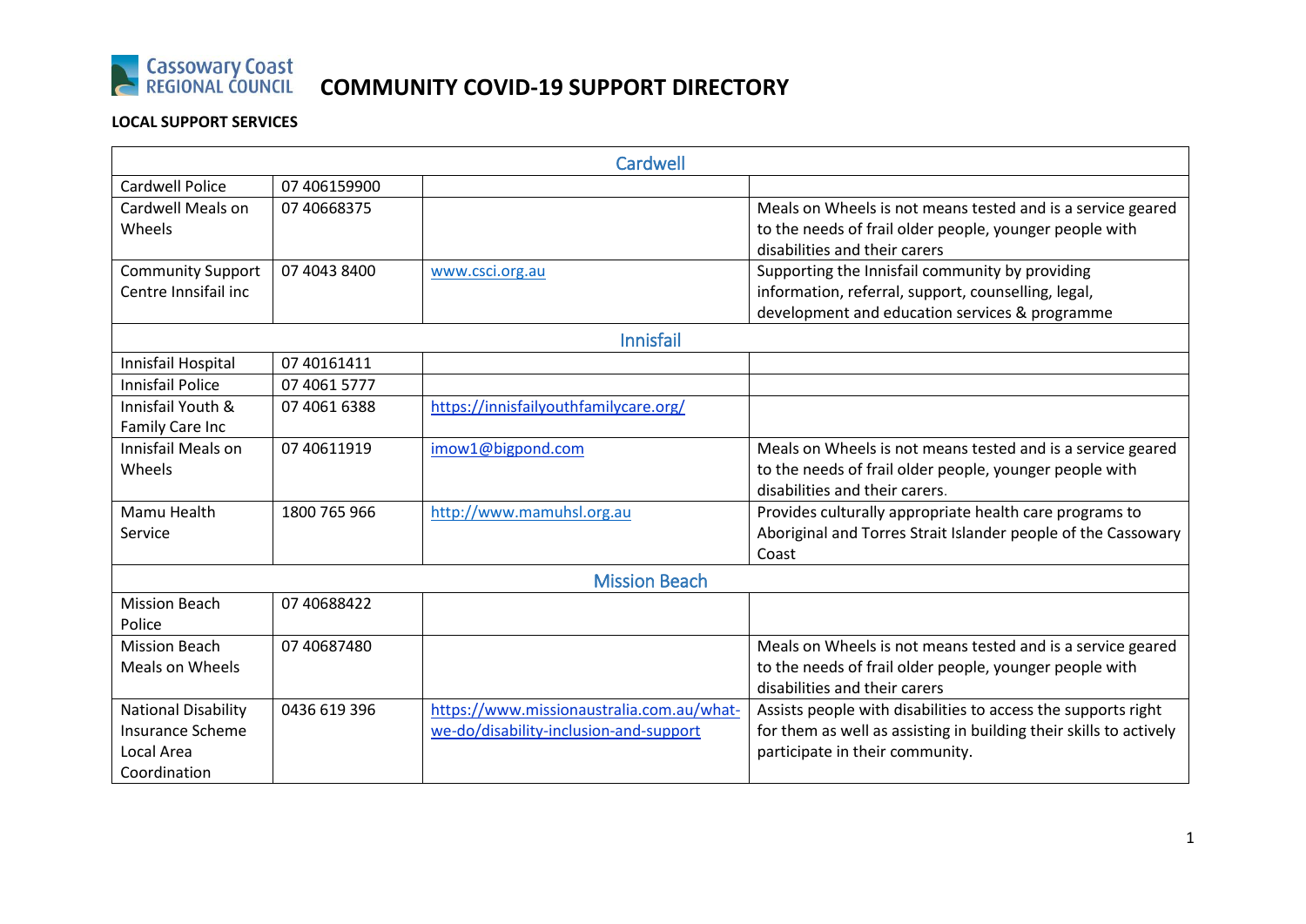Cassowary Coast REGIONAL COUNCIL

# COMMUNITY COVID-19 SUPPORT DIRECTORY

**LOCAL SUPPORT SERVICES**

| Cardwell | | | |
|---|---|---|---|
| Cardwell Police | 07 406159900 | | |
| Cardwell Meals on Wheels | 07 40668375 | | Meals on Wheels is not means tested and is a service geared to the needs of frail older people, younger people with disabilities and their carers |
| Community Support Centre Innsifail inc | 07 4043 8400 | www.csci.org.au | Supporting the Innisfail community by providing information, referral, support, counselling, legal, development and education services & programme |
| **Innisfail** | | | |
| Innisfail Hospital | 07 40161411 | | |
| Innisfail Police | 07 4061 5777 | | |
| Innisfail Youth & Family Care Inc | 07 4061 6388 | https://innisfailyouthfamilycare.org/ | |
| Innisfail Meals on Wheels | 07 40611919 | imow1@bigpond.com | Meals on Wheels is not means tested and is a service geared to the needs of frail older people, younger people with disabilities and their carers. |
| Mamu Health Service | 1800 765 966 | http://www.mamuhsl.org.au | Provides culturally appropriate health care programs to Aboriginal and Torres Strait Islander people of the Cassowary Coast |
| **Mission Beach** | | | |
| Mission Beach Police | 07 40688422 | | |
| Mission Beach Meals on Wheels | 07 40687480 | | Meals on Wheels is not means tested and is a service geared to the needs of frail older people, younger people with disabilities and their carers |
| National Disability Insurance Scheme Local Area Coordination | 0436 619 396 | https://www.missionaustralia.com.au/what-we-do/disability-inclusion-and-support | Assists people with disabilities to access the supports right for them as well as assisting in building their skills to actively participate in their community. |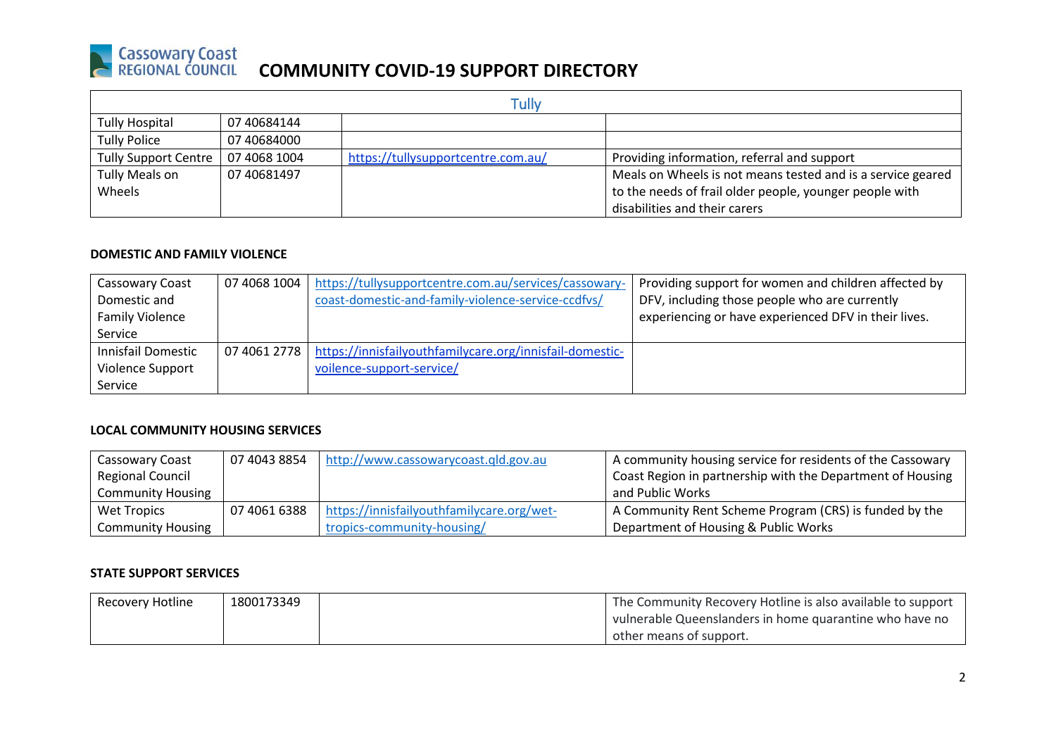# COMMUNITY COVID-19 SUPPORT DIRECTORY

| Tully | | | |
|---|---|---|---|
| Tully Hospital | 07 40684144 | | |
| Tully Police | 07 40684000 | | |
| Tully Support Centre | 07 4068 1004 | https://tullysupportcentre.com.au/ | Providing information, referral and support |
| Tully Meals on Wheels | 07 40681497 | | Meals on Wheels is not means tested and is a service geared to the needs of frail older people, younger people with disabilities and their carers |

**DOMESTIC AND FAMILY VIOLENCE**

| | | | |
|---|---|---|---|
| Cassowary Coast Domestic and Family Violence Service | 07 4068 1004 | https://tullysupportcentre.com.au/services/cassowary-coast-domestic-and-family-violence-service-ccdfvs/ | Providing support for women and children affected by DFV, including those people who are currently experiencing or have experienced DFV in their lives. |
| Innisfail Domestic Violence Support Service | 07 4061 2778 | https://innisfailyouthfamilycare.org/innisfail-domestic-voilence-support-service/ | |

**LOCAL COMMUNITY HOUSING SERVICES**

| | | | |
|---|---|---|---|
| Cassowary Coast Regional Council Community Housing | 07 4043 8854 | http://www.cassowarycoast.qld.gov.au | A community housing service for residents of the Cassowary Coast Region in partnership with the Department of Housing and Public Works |
| Wet Tropics Community Housing | 07 4061 6388 | https://innisfailyouthfamilycare.org/wet-tropics-community-housing/ | A Community Rent Scheme Program (CRS) is funded by the Department of Housing & Public Works |

**STATE SUPPORT SERVICES**

| | | | |
|---|---|---|---|
| Recovery Hotline | 1800173349 | | The Community Recovery Hotline is also available to support vulnerable Queenslanders in home quarantine who have no other means of support. |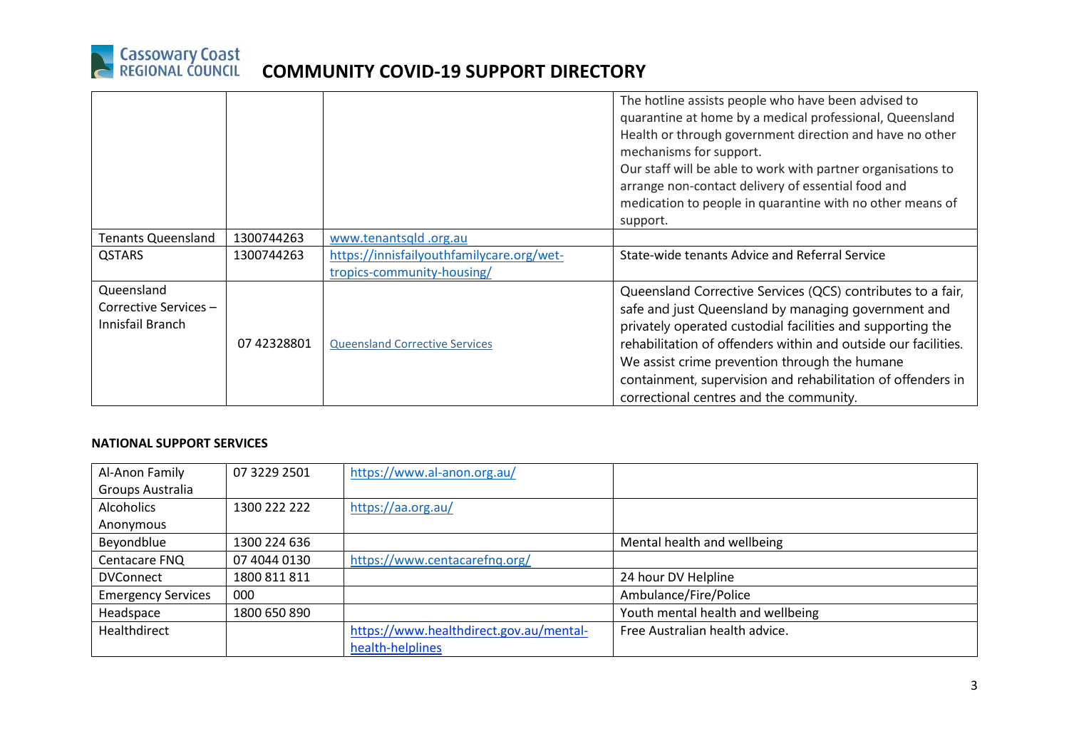| | | | |
|---|---|---|---|
| | | | The hotline assists people who have been advised to quarantine at home by a medical professional, Queensland Health or through government direction and have no other mechanisms for support.<br>Our staff will be able to work with partner organisations to arrange non-contact delivery of essential food and medication to people in quarantine with no other means of support. |
| Tenants Queensland | 1300744263 | www.tenantsqld .org.au | |
| QSTARS | 1300744263 | https://innisfailyouthfamilycare.org/wet-tropics-community-housing/ | State-wide tenants Advice and Referral Service |
| Queensland Corrective Services – Innisfail Branch | 07 42328801 | Queensland Corrective Services | Queensland Corrective Services (QCS) contributes to a fair, safe and just Queensland by managing government and privately operated custodial facilities and supporting the rehabilitation of offenders within and outside our facilities. We assist crime prevention through the humane containment, supervision and rehabilitation of offenders in correctional centres and the community. |

**NATIONAL SUPPORT SERVICES**

| | | | |
|---|---|---|---|
| Al-Anon Family Groups Australia | 07 3229 2501 | https://www.al-anon.org.au/ | |
| Alcoholics Anonymous | 1300 222 222 | https://aa.org.au/ | |
| Beyondblue | 1300 224 636 | | Mental health and wellbeing |
| Centacare FNQ | 07 4044 0130 | https://www.centacarefnq.org/ | |
| DVConnect | 1800 811 811 | | 24 hour DV Helpline |
| Emergency Services | 000 | | Ambulance/Fire/Police |
| Headspace | 1800 650 890 | | Youth mental health and wellbeing |
| Healthdirect | | https://www.healthdirect.gov.au/mental-health-helplines | Free Australian health advice. |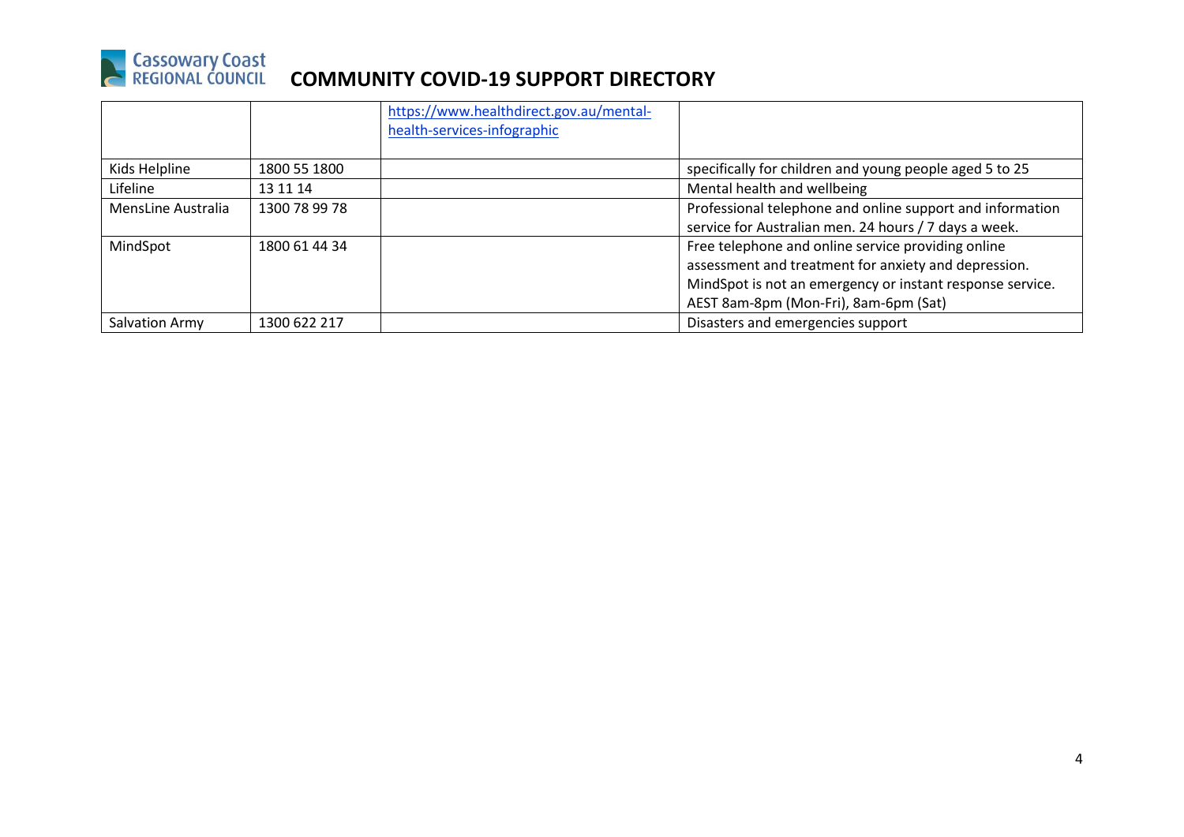# COMMUNITY COVID-19 SUPPORT DIRECTORY

| | | | |
|---|---|---|---|
| | | https://www.healthdirect.gov.au/mental-health-services-infographic | |
| Kids Helpline | 1800 55 1800 | | specifically for children and young people aged 5 to 25 |
| Lifeline | 13 11 14 | | Mental health and wellbeing |
| MensLine Australia | 1300 78 99 78 | | Professional telephone and online support and information service for Australian men. 24 hours / 7 days a week. |
| MindSpot | 1800 61 44 34 | | Free telephone and online service providing online assessment and treatment for anxiety and depression. MindSpot is not an emergency or instant response service. AEST 8am-8pm (Mon-Fri), 8am-6pm (Sat) |
| Salvation Army | 1300 622 217 | | Disasters and emergencies support |